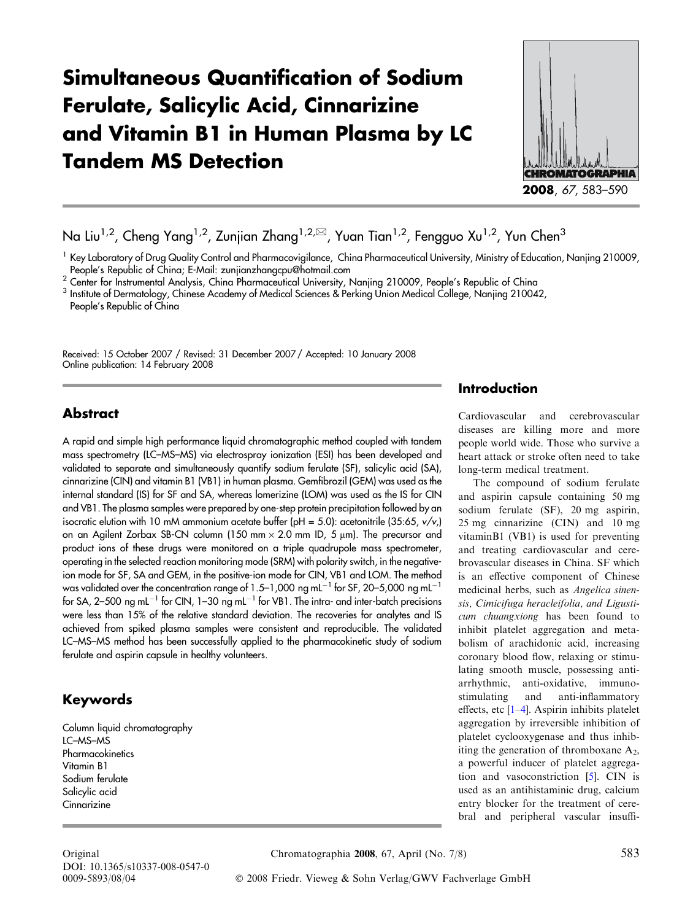# Simultaneous Quantification of Sodium Ferulate, Salicylic Acid, Cinnarizine and Vitamin B1 in Human Plasma by LC Tandem MS Detection

Na Liu[1,2], Cheng Yang[1,2], Zunjian Zhang[1,2,✉], Yuan Tian[1,2], Fengguo Xu[1,2], Yun Chen[3]

[1] Key Laboratory of Drug Quality Control and Pharmacovigilance, China Pharmaceutical University, Ministry of Education, Nanjing 210009, People's Republic of China; E-Mail: zunjianzhangcpu@hotmail.com

[2] Center for Instrumental Analysis, China Pharmaceutical University, Nanjing 210009, People's Republic of China

[3] Institute of Dermatology, Chinese Academy of Medical Sciences & Perking Union Medical College, Nanjing 210042, People's Republic of China

Received: 15 October 2007 / Revised: 31 December 2007 / Accepted: 10 January 2008
Online publication: 14 February 2008

## Abstract

A rapid and simple high performance liquid chromatographic method coupled with tandem mass spectrometry (LC–MS–MS) via electrospray ionization (ESI) has been developed and validated to separate and simultaneously quantify sodium ferulate (SF), salicylic acid (SA), cinnarizine (CIN) and vitamin B1 (VB1) in human plasma. Gemfibrozil (GEM) was used as the internal standard (IS) for SF and SA, whereas lomerizine (LOM) was used as the IS for CIN and VB1. The plasma samples were prepared by one-step protein precipitation followed by an isocratic elution with 10 mM ammonium acetate buffer (pH = 5.0): acetonitrile (35:65, *v/v*,) on an Agilent Zorbax SB-CN column (150 mm × 2.0 mm ID, 5 μm). The precursor and product ions of these drugs were monitored on a triple quadrupole mass spectrometer, operating in the selected reaction monitoring mode (SRM) with polarity switch, in the negative-ion mode for SF, SA and GEM, in the positive-ion mode for CIN, VB1 and LOM. The method was validated over the concentration range of 1.5–1,000 ng mL$^{-1}$ for SF, 20–5,000 ng mL$^{-1}$ for SA, 2–500 ng mL$^{-1}$ for CIN, 1–30 ng mL$^{-1}$ for VB1. The intra- and inter-batch precisions were less than 15% of the relative standard deviation. The recoveries for analytes and IS achieved from spiked plasma samples were consistent and reproducible. The validated LC–MS–MS method has been successfully applied to the pharmacokinetic study of sodium ferulate and aspirin capsule in healthy volunteers.

## Keywords

Column liquid chromatography
LC–MS–MS
Pharmacokinetics
Vitamin B1
Sodium ferulate
Salicylic acid
Cinnarizine

## Introduction

Cardiovascular and cerebrovascular diseases are killing more and more people world wide. Those who survive a heart attack or stroke often need to take long-term medical treatment.

The compound of sodium ferulate and aspirin capsule containing 50 mg sodium ferulate (SF), 20 mg aspirin, 25 mg cinnarizine (CIN) and 10 mg vitaminB1 (VB1) is used for preventing and treating cardiovascular and cerebrovascular diseases in China. SF which is an effective component of Chinese medicinal herbs, such as *Angelica sinensis, Cimicifuga heracleifolia, and Ligusticum chuangxiong* has been found to inhibit platelet aggregation and metabolism of arachidonic acid, increasing coronary blood flow, relaxing or stimulating smooth muscle, possessing antiarrhythmic, anti-oxidative, immunostimulating and anti-inflammatory effects, etc [1–4]. Aspirin inhibits platelet aggregation by irreversible inhibition of platelet cyclooxygenase and thus inhibiting the generation of thromboxane $A_2$, a powerful inducer of platelet aggregation and vasoconstriction [5]. CIN is used as an antihistaminic drug, calcium entry blocker for the treatment of cerebral and peripheral vascular insuffi-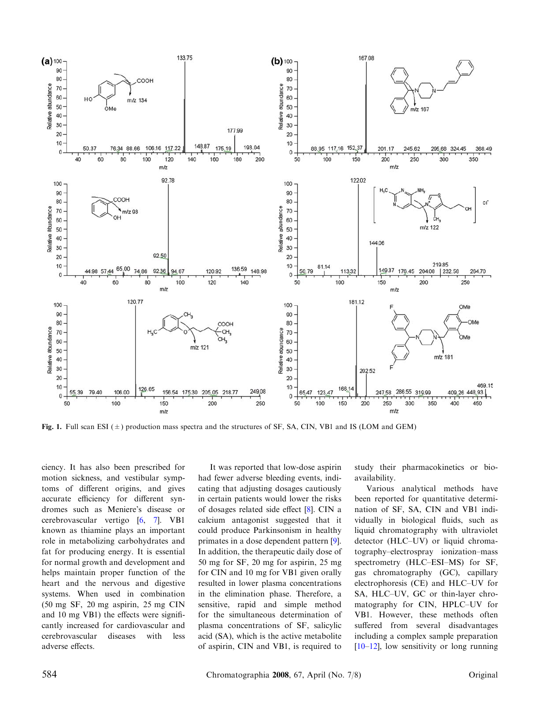Fig. 1. Full scan ESI (±) production mass spectra and the structures of SF, SA, CIN, VB1 and IS (LOM and GEM)

ciency. It has also been prescribed for motion sickness, and vestibular symptoms of different origins, and gives accurate efficiency for different syndromes such as Meniere's disease or cerebrovascular vertigo [6, 7]. VB1 known as thiamine plays an important role in metabolizing carbohydrates and fat for producing energy. It is essential for normal growth and development and helps maintain proper function of the heart and the nervous and digestive systems. When used in combination (50 mg SF, 20 mg aspirin, 25 mg CIN and 10 mg VB1) the effects were significantly increased for cardiovascular and cerebrovascular diseases with less adverse effects.

It was reported that low-dose aspirin had fewer adverse bleeding events, indicating that adjusting dosages cautiously in certain patients would lower the risks of dosages related side effect [8]. CIN a calcium antagonist suggested that it could produce Parkinsonism in healthy primates in a dose dependent pattern [9]. In addition, the therapeutic daily dose of 50 mg for SF, 20 mg for aspirin, 25 mg for CIN and 10 mg for VB1 given orally resulted in lower plasma concentrations in the elimination phase. Therefore, a sensitive, rapid and simple method for the simultaneous determination of plasma concentrations of SF, salicylic acid (SA), which is the active metabolite of aspirin, CIN and VB1, is required to study their pharmacokinetics or bioavailability.

Various analytical methods have been reported for quantitative determination of SF, SA, CIN and VB1 individually in biological fluids, such as liquid chromatography with ultraviolet detector (HLC–UV) or liquid chromatography–electrospray ionization–mass spectrometry (HLC–ESI–MS) for SF, gas chromatography (GC), capillary electrophoresis (CE) and HLC–UV for SA, HLC–UV, GC or thin-layer chromatography for CIN, HPLC–UV for VB1. However, these methods often suffered from several disadvantages including a complex sample preparation [10–12], low sensitivity or long running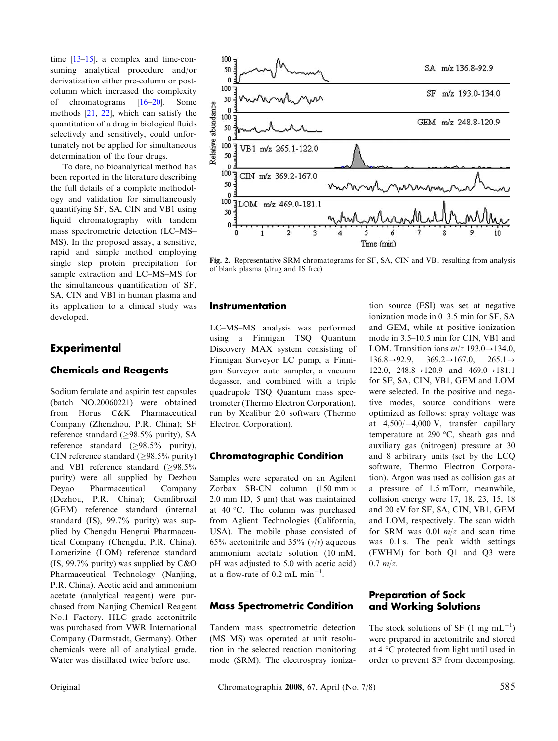time [13–15], a complex and time-consuming analytical procedure and/or derivatization either pre-column or post-column which increased the complexity of chromatograms [16–20]. Some methods [21, 22], which can satisfy the quantitation of a drug in biological fluids selectively and sensitively, could unfortunately not be applied for simultaneous determination of the four drugs.

To date, no bioanalytical method has been reported in the literature describing the full details of a complete methodology and validation for simultaneously quantifying SF, SA, CIN and VB1 using liquid chromatography with tandem mass spectrometric detection (LC–MS–MS). In the proposed assay, a sensitive, rapid and simple method employing single step protein precipitation for sample extraction and LC–MS–MS for the simultaneous quantification of SF, SA, CIN and VB1 in human plasma and its application to a clinical study was developed.

**Fig. 2.** Representative SRM chromatograms for SF, SA, CIN and VB1 resulting from analysis of blank plasma (drug and IS free)

## Experimental

### Chemicals and Reagents

Sodium ferulate and aspirin test capsules (batch NO.20060221) were obtained from Horus C&K Pharmaceutical Company (Zhenzhou, P.R. China); SF reference standard (≥98.5% purity), SA reference standard (≥98.5% purity), CIN reference standard (≥98.5% purity) and VB1 reference standard (≥98.5% purity) were all supplied by Dezhou Deyao Pharmaceutical Company (Dezhou, P.R. China); Gemfibrozil (GEM) reference standard (internal standard (IS), 99.7% purity) was supplied by Chengdu Hengrui Pharmaceutical Company (Chengdu, P.R. China). Lomerizine (LOM) reference standard (IS, 99.7% purity) was supplied by C&O Pharmaceutical Technology (Nanjing, P.R. China). Acetic acid and ammonium acetate (analytical reagent) were purchased from Nanjing Chemical Reagent No.1 Factory. HLC grade acetonitrile was purchased from VWR International Company (Darmstadt, Germany). Other chemicals were all of analytical grade. Water was distilled twice before use.

### Instrumentation

LC–MS–MS analysis was performed using a Finnigan TSQ Quantum Discovery MAX system consisting of Finnigan Surveyor LC pump, a Finnigan Surveyor auto sampler, a vacuum degasser, and combined with a triple quadrupole TSQ Quantum mass spectrometer (Thermo Electron Corporation), run by Xcalibur 2.0 software (Thermo Electron Corporation).

### Chromatographic Condition

Samples were separated on an Agilent Zorbax SB-CN column (150 mm × 2.0 mm ID, 5 μm) that was maintained at 40 °C. The column was purchased from Aglient Technologies (California, USA). The mobile phase consisted of 65% acetonitrile and 35% (*v*/*v*) aqueous ammonium acetate solution (10 mM, pH was adjusted to 5.0 with acetic acid) at a flow-rate of 0.2 mL min$^{-1}$.

### Mass Spectrometric Condition

Tandem mass spectrometric detection (MS–MS) was operated at unit resolution in the selected reaction monitoring mode (SRM). The electrospray ionization source (ESI) was set at negative ionization mode in 0–3.5 min for SF, SA and GEM, while at positive ionization mode in 3.5–10.5 min for CIN, VB1 and LOM. Transition ions *m*/*z* 193.0→134.0, 136.8→92.9, 369.2→167.0, 265.1→122.0, 248.8→120.9 and 469.0→181.1 for SF, SA, CIN, VB1, GEM and LOM were selected. In the positive and negative modes, source conditions were optimized as follows: spray voltage was at 4,500/−4,000 V, transfer capillary temperature at 290 °C, sheath gas and auxiliary gas (nitrogen) pressure set at 30 and 8 arbitrary units (set by the LCQ software, Thermo Electron Corporation). Argon was used as collision gas at a pressure of 1.5 mTorr, meanwhile, collision energy were 17, 18, 23, 15, 18 and 20 eV for SF, SA, CIN, VB1, GEM and LOM, respectively. The scan width for SRM was 0.01 *m*/*z* and scan time was 0.1 s. The peak width settings (FWHM) for both Q1 and Q3 were 0.7 *m*/*z*.

### Preparation of Sock and Working Solutions

The stock solutions of SF (1 mg mL$^{-1}$) were prepared in acetonitrile and stored at 4 °C protected from light used in order to prevent SF from decomposing.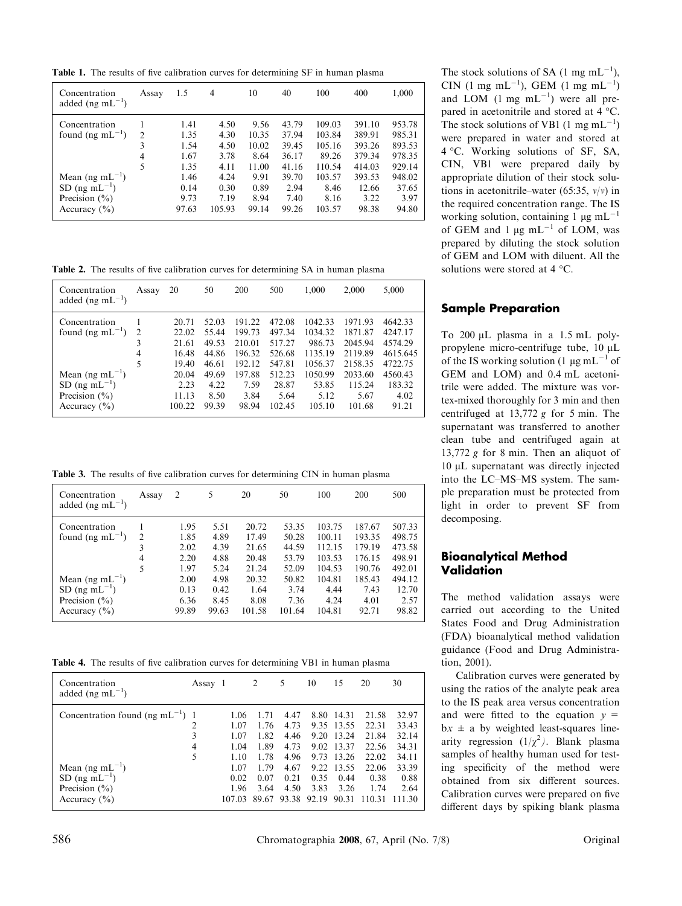**Table 1.** The results of five calibration curves for determining SF in human plasma

| Concentration added (ng $mL^{-1}$) | Assay | 1.5 | 4 | 10 | 40 | 100 | 400 | 1,000 |
|---|---|---|---|---|---|---|---|---|
| Concentration found (ng $mL^{-1}$) | 1 | 1.41 | 4.50 | 9.56 | 43.79 | 109.03 | 391.10 | 953.78 |
| | 2 | 1.35 | 4.30 | 10.35 | 37.94 | 103.84 | 389.91 | 985.31 |
| | 3 | 1.54 | 4.50 | 10.02 | 39.45 | 105.16 | 393.26 | 893.53 |
| | 4 | 1.67 | 3.78 | 8.64 | 36.17 | 89.26 | 379.34 | 978.35 |
| | 5 | 1.35 | 4.11 | 11.00 | 41.16 | 110.54 | 414.03 | 929.14 |
| Mean (ng $mL^{-1}$) | | 1.46 | 4.24 | 9.91 | 39.70 | 103.57 | 393.53 | 948.02 |
| SD (ng $mL^{-1}$) | | 0.14 | 0.30 | 0.89 | 2.94 | 8.46 | 12.66 | 37.65 |
| Precision (%) | | 9.73 | 7.19 | 8.94 | 7.40 | 8.16 | 3.22 | 3.97 |
| Accuracy (%) | | 97.63 | 105.93 | 99.14 | 99.26 | 103.57 | 98.38 | 94.80 |

**Table 2.** The results of five calibration curves for determining SA in human plasma

| Concentration added (ng $mL^{-1}$) | Assay | 20 | 50 | 200 | 500 | 1,000 | 2,000 | 5,000 |
|---|---|---|---|---|---|---|---|---|
| Concentration found (ng $mL^{-1}$) | 1 | 20.71 | 52.03 | 191.22 | 472.08 | 1042.33 | 1971.93 | 4642.33 |
| | 2 | 22.02 | 55.44 | 199.73 | 497.34 | 1034.32 | 1871.87 | 4247.17 |
| | 3 | 21.61 | 49.53 | 210.01 | 517.27 | 986.73 | 2045.94 | 4574.29 |
| | 4 | 16.48 | 44.86 | 196.32 | 526.68 | 1135.19 | 2119.89 | 4615.645 |
| | 5 | 19.40 | 46.61 | 192.12 | 547.81 | 1056.37 | 2158.35 | 4722.75 |
| Mean (ng $mL^{-1}$) | | 20.04 | 49.69 | 197.88 | 512.23 | 1050.99 | 2033.60 | 4560.43 |
| SD (ng $mL^{-1}$) | | 2.23 | 4.22 | 7.59 | 28.87 | 53.85 | 115.24 | 183.32 |
| Precision (%) | | 11.13 | 8.50 | 3.84 | 5.64 | 5.12 | 5.67 | 4.02 |
| Accuracy (%) | | 100.22 | 99.39 | 98.94 | 102.45 | 105.10 | 101.68 | 91.21 |

**Table 3.** The results of five calibration curves for determining CIN in human plasma

| Concentration added (ng $mL^{-1}$) | Assay | 2 | 5 | 20 | 50 | 100 | 200 | 500 |
|---|---|---|---|---|---|---|---|---|
| Concentration found (ng $mL^{-1}$) | 1 | 1.95 | 5.51 | 20.72 | 53.35 | 103.75 | 187.67 | 507.33 |
| | 2 | 1.85 | 4.89 | 17.49 | 50.28 | 100.11 | 193.35 | 498.75 |
| | 3 | 2.02 | 4.39 | 21.65 | 44.59 | 112.15 | 179.19 | 473.58 |
| | 4 | 2.20 | 4.88 | 20.48 | 53.79 | 103.53 | 176.15 | 498.91 |
| | 5 | 1.97 | 5.24 | 21.24 | 52.09 | 104.53 | 190.76 | 492.01 |
| Mean (ng $mL^{-1}$) | | 2.00 | 4.98 | 20.32 | 50.82 | 104.81 | 185.43 | 494.12 |
| SD (ng $mL^{-1}$) | | 0.13 | 0.42 | 1.64 | 3.74 | 4.44 | 7.43 | 12.70 |
| Precision (%) | | 6.36 | 8.45 | 8.08 | 7.36 | 4.24 | 4.01 | 2.57 |
| Accuracy (%) | | 99.89 | 99.63 | 101.58 | 101.64 | 104.81 | 92.71 | 98.82 |

**Table 4.** The results of five calibration curves for determining VB1 in human plasma

| Concentration added (ng $mL^{-1}$) | Assay | 1 | 2 | 5 | 10 | 15 | 20 | 30 |
|---|---|---|---|---|---|---|---|---|
| Concentration found (ng $mL^{-1}$) | 1 | 1.06 | 1.71 | 4.47 | 8.80 | 14.31 | 21.58 | 32.97 |
| | 2 | 1.07 | 1.76 | 4.73 | 9.35 | 13.55 | 22.31 | 33.43 |
| | 3 | 1.07 | 1.82 | 4.46 | 9.20 | 13.24 | 21.84 | 32.14 |
| | 4 | 1.04 | 1.89 | 4.73 | 9.02 | 13.37 | 22.56 | 34.31 |
| | 5 | 1.10 | 1.78 | 4.96 | 9.73 | 13.26 | 22.02 | 34.11 |
| Mean (ng $mL^{-1}$) | | 1.07 | 1.79 | 4.67 | 9.22 | 13.55 | 22.06 | 33.39 |
| SD (ng $mL^{-1}$) | | 0.02 | 0.07 | 0.21 | 0.35 | 0.44 | 0.38 | 0.88 |
| Precision (%) | | 1.96 | 3.64 | 4.50 | 3.83 | 3.26 | 1.74 | 2.64 |
| Accuracy (%) | | 107.03 | 89.67 | 93.38 | 92.19 | 90.31 | 110.31 | 111.30 |

The stock solutions of SA (1 mg $mL^{-1}$), CIN (1 mg $mL^{-1}$), GEM (1 mg $mL^{-1}$) and LOM (1 mg $mL^{-1}$) were all prepared in acetonitrile and stored at 4 °C. The stock solutions of VB1 (1 mg $mL^{-1}$) were prepared in water and stored at 4 °C. Working solutions of SF, SA, CIN, VB1 were prepared daily by appropriate dilution of their stock solutions in acetonitrile–water (65:35, *v*/*v*) in the required concentration range. The IS working solution, containing 1 μg $mL^{-1}$ of GEM and 1 μg $mL^{-1}$ of LOM, was prepared by diluting the stock solution of GEM and LOM with diluent. All the solutions were stored at 4 °C.

## Sample Preparation

To 200 μL plasma in a 1.5 mL polypropylene micro-centrifuge tube, 10 μL of the IS working solution (1 μg $mL^{-1}$ of GEM and LOM) and 0.4 mL acetonitrile were added. The mixture was vortex-mixed thoroughly for 3 min and then centrifuged at 13,772 *g* for 5 min. The supernatant was transferred to another clean tube and centrifuged again at 13,772 *g* for 8 min. Then an aliquot of 10 μL supernatant was directly injected into the LC–MS–MS system. The sample preparation must be protected from light in order to prevent SF from decomposing.

## Bioanalytical Method Validation

The method validation assays were carried out according to the United States Food and Drug Administration (FDA) bioanalytical method validation guidance (Food and Drug Administration, 2001).

Calibration curves were generated by using the ratios of the analyte peak area to the IS peak area versus concentration and were fitted to the equation $y = bx \pm a$ by weighted least-squares linearity regression ($1/\chi^2$). Blank plasma samples of healthy human used for testing specificity of the method were obtained from six different sources. Calibration curves were prepared on five different days by spiking blank plasma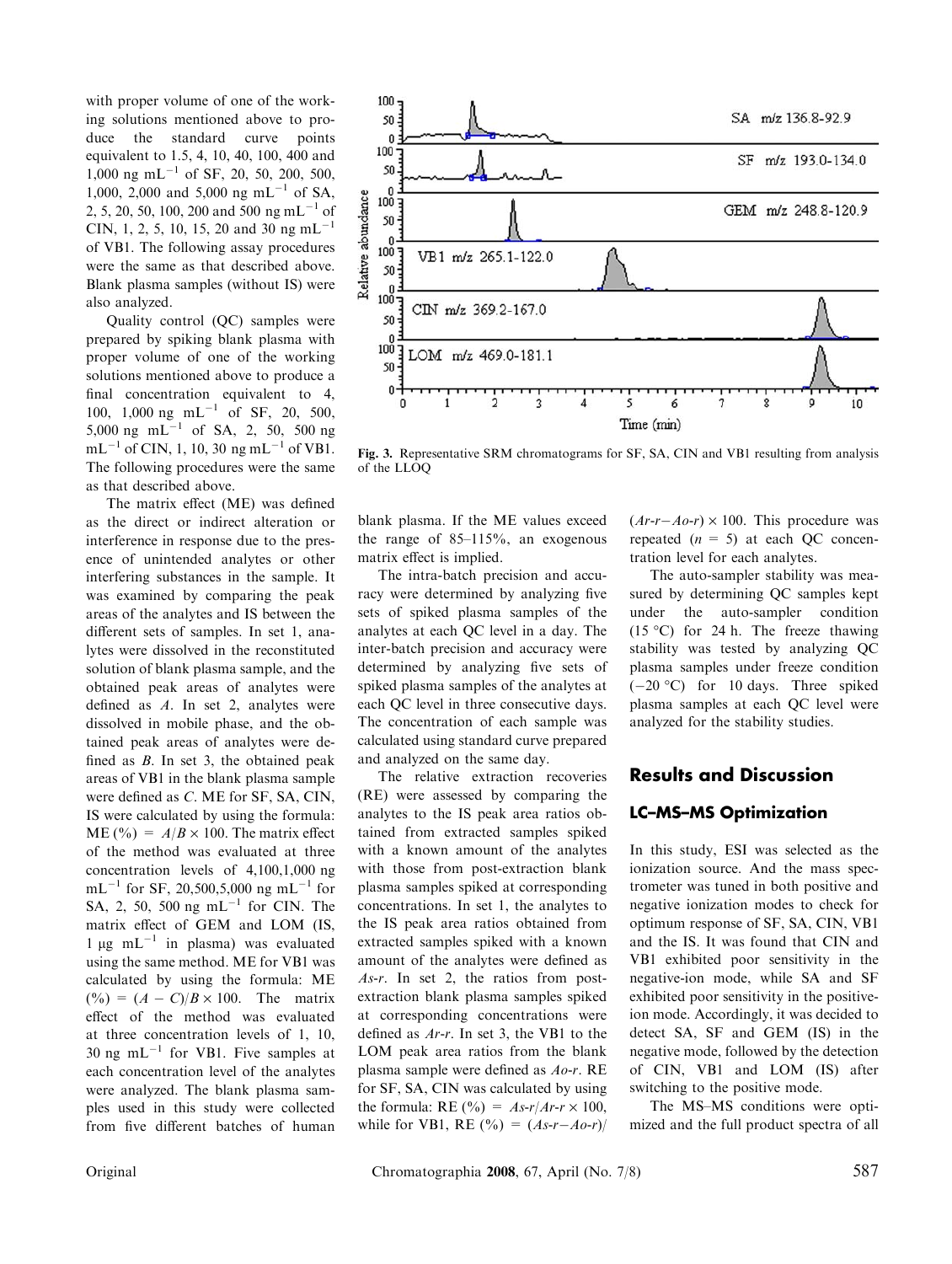with proper volume of one of the working solutions mentioned above to produce the standard curve points equivalent to 1.5, 4, 10, 40, 100, 400 and 1,000 ng mL$^{-1}$ of SF, 20, 50, 200, 500, 1,000, 2,000 and 5,000 ng mL$^{-1}$ of SA, 2, 5, 20, 50, 100, 200 and 500 ng mL$^{-1}$ of CIN, 1, 2, 5, 10, 15, 20 and 30 ng mL$^{-1}$ of VB1. The following assay procedures were the same as that described above. Blank plasma samples (without IS) were also analyzed.

Quality control (QC) samples were prepared by spiking blank plasma with proper volume of one of the working solutions mentioned above to produce a final concentration equivalent to 4, 100, 1,000 ng mL$^{-1}$ of SF, 20, 500, 5,000 ng mL$^{-1}$ of SA, 2, 50, 500 ng mL$^{-1}$ of CIN, 1, 10, 30 ng mL$^{-1}$ of VB1. The following procedures were the same as that described above.

The matrix effect (ME) was defined as the direct or indirect alteration or interference in response due to the presence of unintended analytes or other interfering substances in the sample. It was examined by comparing the peak areas of the analytes and IS between the different sets of samples. In set 1, analytes were dissolved in the reconstituted solution of blank plasma sample, and the obtained peak areas of analytes were defined as *A*. In set 2, analytes were dissolved in mobile phase, and the obtained peak areas of analytes were defined as *B*. In set 3, the obtained peak areas of VB1 in the blank plasma sample were defined as *C*. ME for SF, SA, CIN, IS were calculated by using the formula: ME (%) $= A/B \times 100$. The matrix effect of the method was evaluated at three concentration levels of 4,100,1,000 ng mL$^{-1}$ for SF, 20,500,5,000 ng mL$^{-1}$ for SA, 2, 50, 500 ng mL$^{-1}$ for CIN. The matrix effect of GEM and LOM (IS, 1 μg mL$^{-1}$ in plasma) was evaluated using the same method. ME for VB1 was calculated by using the formula: ME (%) $= (A - C)/B \times 100$. The matrix effect of the method was evaluated at three concentration levels of 1, 10, 30 ng mL$^{-1}$ for VB1. Five samples at each concentration level of the analytes were analyzed. The blank plasma samples used in this study were collected from five different batches of human blank plasma. If the ME values exceed the range of 85–115%, an exogenous matrix effect is implied.

The intra-batch precision and accuracy were determined by analyzing five sets of spiked plasma samples of the analytes at each QC level in a day. The inter-batch precision and accuracy were determined by analyzing five sets of spiked plasma samples of the analytes at each QC level in three consecutive days. The concentration of each sample was calculated using standard curve prepared and analyzed on the same day.

The relative extraction recoveries (RE) were assessed by comparing the analytes to the IS peak area ratios obtained from extracted samples spiked with a known amount of the analytes with those from post-extraction blank plasma samples spiked at corresponding concentrations. In set 1, the analytes to the IS peak area ratios obtained from extracted samples spiked with a known amount of the analytes were defined as *As-r*. In set 2, the ratios from post-extraction blank plasma samples spiked at corresponding concentrations were defined as *Ar-r*. In set 3, the VB1 to the LOM peak area ratios from the blank plasma sample were defined as *Ao-r*. RE for SF, SA, CIN was calculated by using the formula: RE (%) $= As\text{-}r/Ar\text{-}r \times 100$, while for VB1, RE (%) $= (As\text{-}r - Ao\text{-}r)/(Ar\text{-}r - Ao\text{-}r) \times 100$. This procedure was repeated ($n = 5$) at each QC concentration level for each analytes.

The auto-sampler stability was measured by determining QC samples kept under the auto-sampler condition (15 °C) for 24 h. The freeze thawing stability was tested by analyzing QC plasma samples under freeze condition (−20 °C) for 10 days. Three spiked plasma samples at each QC level were analyzed for the stability studies.

Fig. 3. Representative SRM chromatograms for SF, SA, CIN and VB1 resulting from analysis of the LLOQ

## Results and Discussion

### LC–MS–MS Optimization

In this study, ESI was selected as the ionization source. And the mass spectrometer was tuned in both positive and negative ionization modes to check for optimum response of SF, SA, CIN, VB1 and the IS. It was found that CIN and VB1 exhibited poor sensitivity in the negative-ion mode, while SA and SF exhibited poor sensitivity in the positive-ion mode. Accordingly, it was decided to detect SA, SF and GEM (IS) in the negative mode, followed by the detection of CIN, VB1 and LOM (IS) after switching to the positive mode.

The MS–MS conditions were optimized and the full product spectra of all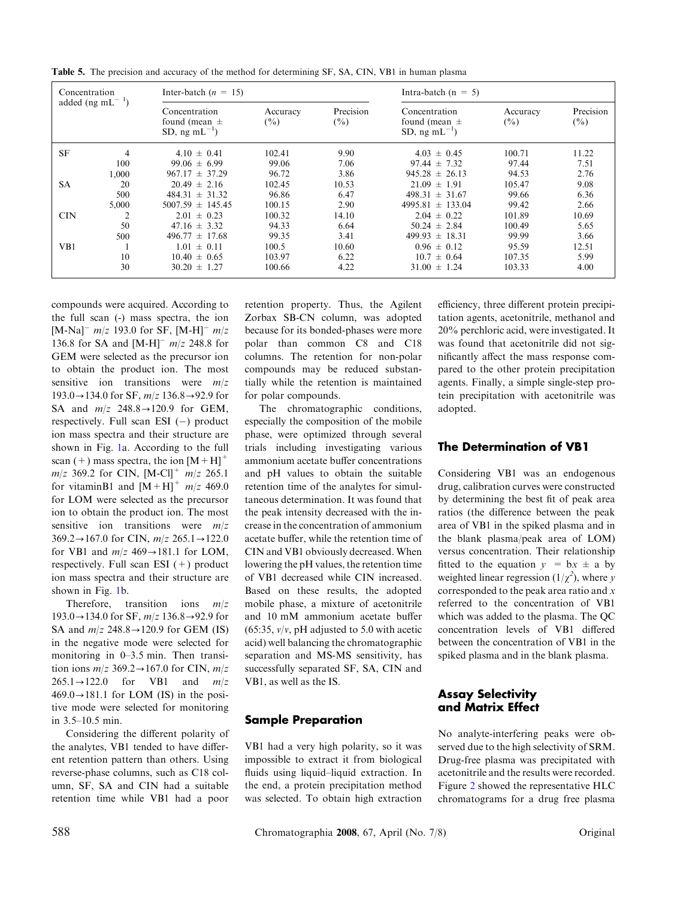**Table 5.** The precision and accuracy of the method for determining SF, SA, CIN, VB1 in human plasma

| Concentration added (ng mL$^{-1}$) | | Inter-batch ($n$ = 15) | | | Intra-batch (n = 5) | | |
|---|---|---|---|---|---|---|---|
| | | Concentration found (mean ± SD, ng mL$^{-1}$) | Accuracy (%) | Precision (%) | Concentration found (mean ± SD, ng mL$^{-1}$) | Accuracy (%) | Precision (%) |
| SF | 4 | 4.10 ± 0.41 | 102.41 | 9.90 | 4.03 ± 0.45 | 100.71 | 11.22 |
| | 100 | 99.06 ± 6.99 | 99.06 | 7.06 | 97.44 ± 7.32 | 97.44 | 7.51 |
| | 1,000 | 967.17 ± 37.29 | 96.72 | 3.86 | 945.28 ± 26.13 | 94.53 | 2.76 |
| SA | 20 | 20.49 ± 2.16 | 102.45 | 10.53 | 21.09 ± 1.91 | 105.47 | 9.08 |
| | 500 | 484.31 ± 31.32 | 96.86 | 6.47 | 498.31 ± 31.67 | 99.66 | 6.36 |
| | 5,000 | 5007.59 ± 145.45 | 100.15 | 2.90 | 4995.81 ± 133.04 | 99.42 | 2.66 |
| CIN | 2 | 2.01 ± 0.23 | 100.32 | 14.10 | 2.04 ± 0.22 | 101.89 | 10.69 |
| | 50 | 47.16 ± 3.32 | 94.33 | 6.64 | 50.24 ± 2.84 | 100.49 | 5.65 |
| | 500 | 496.77 ± 17.68 | 99.35 | 3.41 | 499.93 ± 18.31 | 99.99 | 3.66 |
| VB1 | 1 | 1.01 ± 0.11 | 100.5 | 10.60 | 0.96 ± 0.12 | 95.59 | 12.51 |
| | 10 | 10.40 ± 0.65 | 103.97 | 6.22 | 10.7 ± 0.64 | 107.35 | 5.99 |
| | 30 | 30.20 ± 1.27 | 100.66 | 4.22 | 31.00 ± 1.24 | 103.33 | 4.00 |

compounds were acquired. According to the full scan (-) mass spectra, the ion $[M\text{-}Na]^-$ $m/z$ 193.0 for SF, $[M\text{-}H]^-$ $m/z$ 136.8 for SA and $[M\text{-}H]^-$ $m/z$ 248.8 for GEM were selected as the precursor ion to obtain the product ion. The most sensitive ion transitions were $m/z$ 193.0→134.0 for SF, $m/z$ 136.8→92.9 for SA and $m/z$ 248.8→120.9 for GEM, respectively. Full scan ESI (−) product ion mass spectra and their structure are shown in Fig. 1a. According to the full scan (+) mass spectra, the ion $[M+H]^+$ $m/z$ 369.2 for CIN, $[M\text{-}Cl]^+$ $m/z$ 265.1 for vitaminB1 and $[M+H]^+$ $m/z$ 469.0 for LOM were selected as the precursor ion to obtain the product ion. The most sensitive ion transitions were $m/z$ 369.2→167.0 for CIN, $m/z$ 265.1→122.0 for VB1 and $m/z$ 469→181.1 for LOM, respectively. Full scan ESI (+) product ion mass spectra and their structure are shown in Fig. 1b.

Therefore, transition ions $m/z$ 193.0→134.0 for SF, $m/z$ 136.8→92.9 for SA and $m/z$ 248.8→120.9 for GEM (IS) in the negative mode were selected for monitoring in 0–3.5 min. Then transition ions $m/z$ 369.2→167.0 for CIN, $m/z$ 265.1→122.0 for VB1 and $m/z$ 469.0→181.1 for LOM (IS) in the positive mode were selected for monitoring in 3.5–10.5 min.

Considering the different polarity of the analytes, VB1 tended to have different retention pattern than others. Using reverse-phase columns, such as C18 column, SF, SA and CIN had a suitable retention time while VB1 had a poor retention property. Thus, the Agilent Zorbax SB-CN column, was adopted because for its bonded-phases were more polar than common C8 and C18 columns. The retention for non-polar compounds may be reduced substantially while the retention is maintained for polar compounds.

The chromatographic conditions, especially the composition of the mobile phase, were optimized through several trials including investigating various ammonium acetate buffer concentrations and pH values to obtain the suitable retention time of the analytes for simultaneous determination. It was found that the peak intensity decreased with the increase in the concentration of ammonium acetate buffer, while the retention time of CIN and VB1 obviously decreased. When lowering the pH values, the retention time of VB1 decreased while CIN increased. Based on these results, the adopted mobile phase, a mixture of acetonitrile and 10 mM ammonium acetate buffer (65:35, $v/v$, pH adjusted to 5.0 with acetic acid) well balancing the chromatographic separation and MS-MS sensitivity, has successfully separated SF, SA, CIN and VB1, as well as the IS.

## Sample Preparation

VB1 had a very high polarity, so it was impossible to extract it from biological fluids using liquid–liquid extraction. In the end, a protein precipitation method was selected. To obtain high extraction efficiency, three different protein precipitation agents, acetonitrile, methanol and 20% perchloric acid, were investigated. It was found that acetonitrile did not significantly affect the mass response compared to the other protein precipitation agents. Finally, a simple single-step protein precipitation with acetonitrile was adopted.

## The Determination of VB1

Considering VB1 was an endogenous drug, calibration curves were constructed by determining the best fit of peak area ratios (the difference between the peak area of VB1 in the spiked plasma and in the blank plasma/peak area of LOM) versus concentration. Their relationship fitted to the equation $y = bx \pm a$ by weighted linear regression ($1/\chi^2$), where $y$ corresponded to the peak area ratio and $x$ referred to the concentration of VB1 which was added to the plasma. The QC concentration levels of VB1 differed between the concentration of VB1 in the spiked plasma and in the blank plasma.

## Assay Selectivity and Matrix Effect

No analyte-interfering peaks were observed due to the high selectivity of SRM. Drug-free plasma was precipitated with acetonitrile and the results were recorded. Figure 2 showed the representative HLC chromatograms for a drug free plasma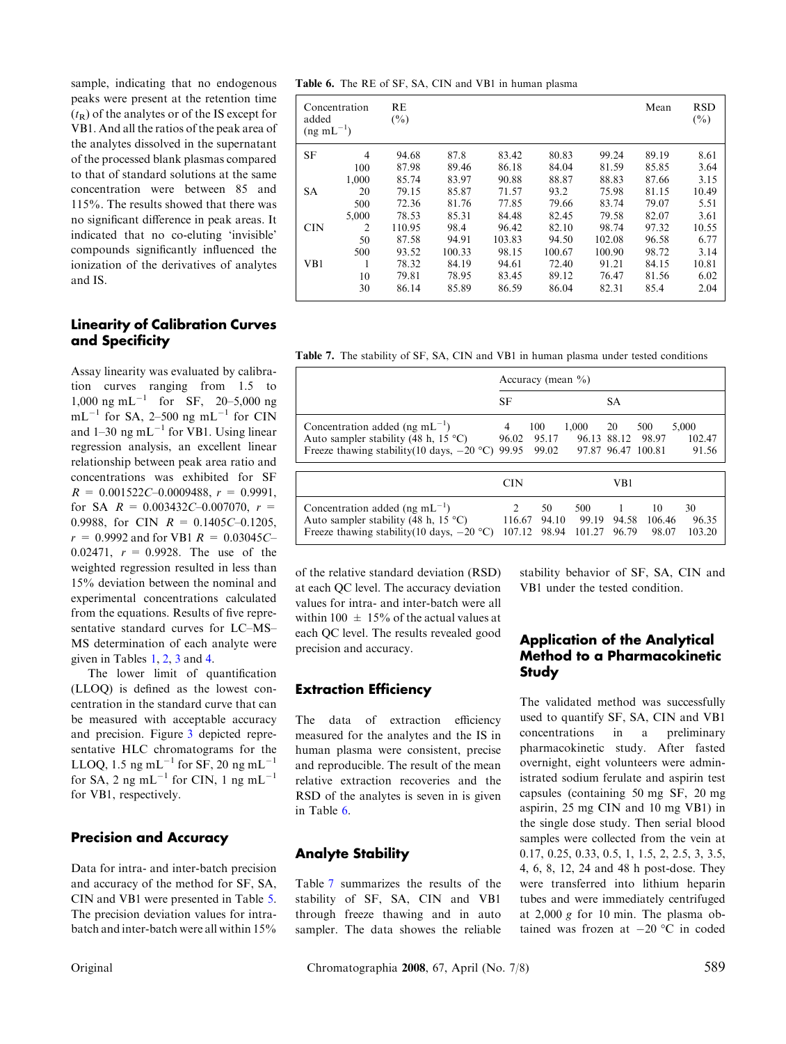sample, indicating that no endogenous peaks were present at the retention time ($t_R$) of the analytes or of the IS except for VB1. And all the ratios of the peak area of the analytes dissolved in the supernatant of the processed blank plasmas compared to that of standard solutions at the same concentration were between 85 and 115%. The results showed that there was no significant difference in peak areas. It indicated that no co-eluting 'invisible' compounds significantly influenced the ionization of the derivatives of analytes and IS.

## Linearity of Calibration Curves and Specificity

Assay linearity was evaluated by calibration curves ranging from 1.5 to 1,000 ng mL$^{-1}$ for SF, 20–5,000 ng mL$^{-1}$ for SA, 2–500 ng mL$^{-1}$ for CIN and 1–30 ng mL$^{-1}$ for VB1. Using linear regression analysis, an excellent linear relationship between peak area ratio and concentrations was exhibited for SF $R = 0.001522C–0.0009488$, $r = 0.9991$, for SA $R = 0.003432C–0.007070$, $r = 0.9988$, for CIN $R = 0.1405C–0.1205$, $r = 0.9992$ and for VB1 $R = 0.03045C–0.02471$, $r = 0.9928$. The use of the weighted regression resulted in less than 15% deviation between the nominal and experimental concentrations calculated from the equations. Results of five representative standard curves for LC–MS–MS determination of each analyte were given in Tables 1, 2, 3 and 4.

The lower limit of quantification (LLOQ) is defined as the lowest concentration in the standard curve that can be measured with acceptable accuracy and precision. Figure 3 depicted representative HLC chromatograms for the LLOQ, 1.5 ng mL$^{-1}$ for SF, 20 ng mL$^{-1}$ for SA, 2 ng mL$^{-1}$ for CIN, 1 ng mL$^{-1}$ for VB1, respectively.

## Precision and Accuracy

Data for intra- and inter-batch precision and accuracy of the method for SF, SA, CIN and VB1 were presented in Table 5. The precision deviation values for intra-batch and inter-batch were all within 15% of the relative standard deviation (RSD) at each QC level. The accuracy deviation values for intra- and inter-batch were all within 100 ± 15% of the actual values at each QC level. The results revealed good precision and accuracy.

## Extraction Efficiency

The data of extraction efficiency measured for the analytes and the IS in human plasma were consistent, precise and reproducible. The result of the mean relative extraction recoveries and the RSD of the analytes is seven in is given in Table 6.

**Table 6.** The RE of SF, SA, CIN and VB1 in human plasma

| Concentration added (ng mL$^{-1}$) | | RE (%) | | | | | Mean | RSD (%) |
|---|---|---|---|---|---|---|---|---|
| SF | 4 | 94.68 | 87.8 | 83.42 | 80.83 | 99.24 | 89.19 | 8.61 |
| | 100 | 87.98 | 89.46 | 86.18 | 84.04 | 81.59 | 85.85 | 3.64 |
| | 1,000 | 85.74 | 83.97 | 90.88 | 88.87 | 88.83 | 87.66 | 3.15 |
| SA | 20 | 79.15 | 85.87 | 71.57 | 93.2 | 75.98 | 81.15 | 10.49 |
| | 500 | 72.36 | 81.76 | 77.85 | 79.66 | 83.74 | 79.07 | 5.51 |
| | 5,000 | 78.53 | 85.31 | 84.48 | 82.45 | 79.58 | 82.07 | 3.61 |
| CIN | 2 | 110.95 | 98.4 | 96.42 | 82.10 | 98.74 | 97.32 | 10.55 |
| | 50 | 87.58 | 94.91 | 103.83 | 94.50 | 102.08 | 96.58 | 6.77 |
| | 500 | 93.52 | 100.33 | 98.15 | 100.67 | 100.90 | 98.72 | 3.14 |
| VB1 | 1 | 78.32 | 84.19 | 94.61 | 72.40 | 91.21 | 84.15 | 10.81 |
| | 10 | 79.81 | 78.95 | 83.45 | 89.12 | 76.47 | 81.56 | 6.02 |
| | 30 | 86.14 | 85.89 | 86.59 | 86.04 | 82.31 | 85.4 | 2.04 |

## Analyte Stability

Table 7 summarizes the results of the stability of SF, SA, CIN and VB1 through freeze thawing and in auto sampler. The data showes the reliable stability behavior of SF, SA, CIN and VB1 under the tested condition.

**Table 7.** The stability of SF, SA, CIN and VB1 in human plasma under tested conditions

| | Accuracy (mean %) | | | | | |
|---|---|---|---|---|---|---|
| | SF | | | SA | | |
| Concentration added (ng mL$^{-1}$) | 4 | 100 | 1,000 | 20 | 500 | 5,000 |
| Auto sampler stability (48 h, 15 °C) | 96.02 | 95.17 | 96.13 | 88.12 | 98.97 | 102.47 |
| Freeze thawing stability(10 days, −20 °C) | 99.95 | 99.02 | 97.87 | 96.47 | 100.81 | 91.56 |
| | CIN | | | VB1 | | |
| Concentration added (ng mL$^{-1}$) | 2 | 50 | 500 | 1 | 10 | 30 |
| Auto sampler stability (48 h, 15 °C) | 116.67 | 94.10 | 99.19 | 94.58 | 106.46 | 96.35 |
| Freeze thawing stability(10 days, −20 °C) | 107.12 | 98.94 | 101.27 | 96.79 | 98.07 | 103.20 |

## Application of the Analytical Method to a Pharmacokinetic Study

The validated method was successfully used to quantify SF, SA, CIN and VB1 concentrations in a preliminary pharmacokinetic study. After fasted overnight, eight volunteers were administrated sodium ferulate and aspirin test capsules (containing 50 mg SF, 20 mg aspirin, 25 mg CIN and 10 mg VB1) in the single dose study. Then serial blood samples were collected from the vein at 0.17, 0.25, 0.33, 0.5, 1, 1.5, 2, 2.5, 3, 3.5, 4, 6, 8, 12, 24 and 48 h post-dose. They were transferred into lithium heparin tubes and were immediately centrifuged at 2,000 *g* for 10 min. The plasma obtained was frozen at −20 °C in coded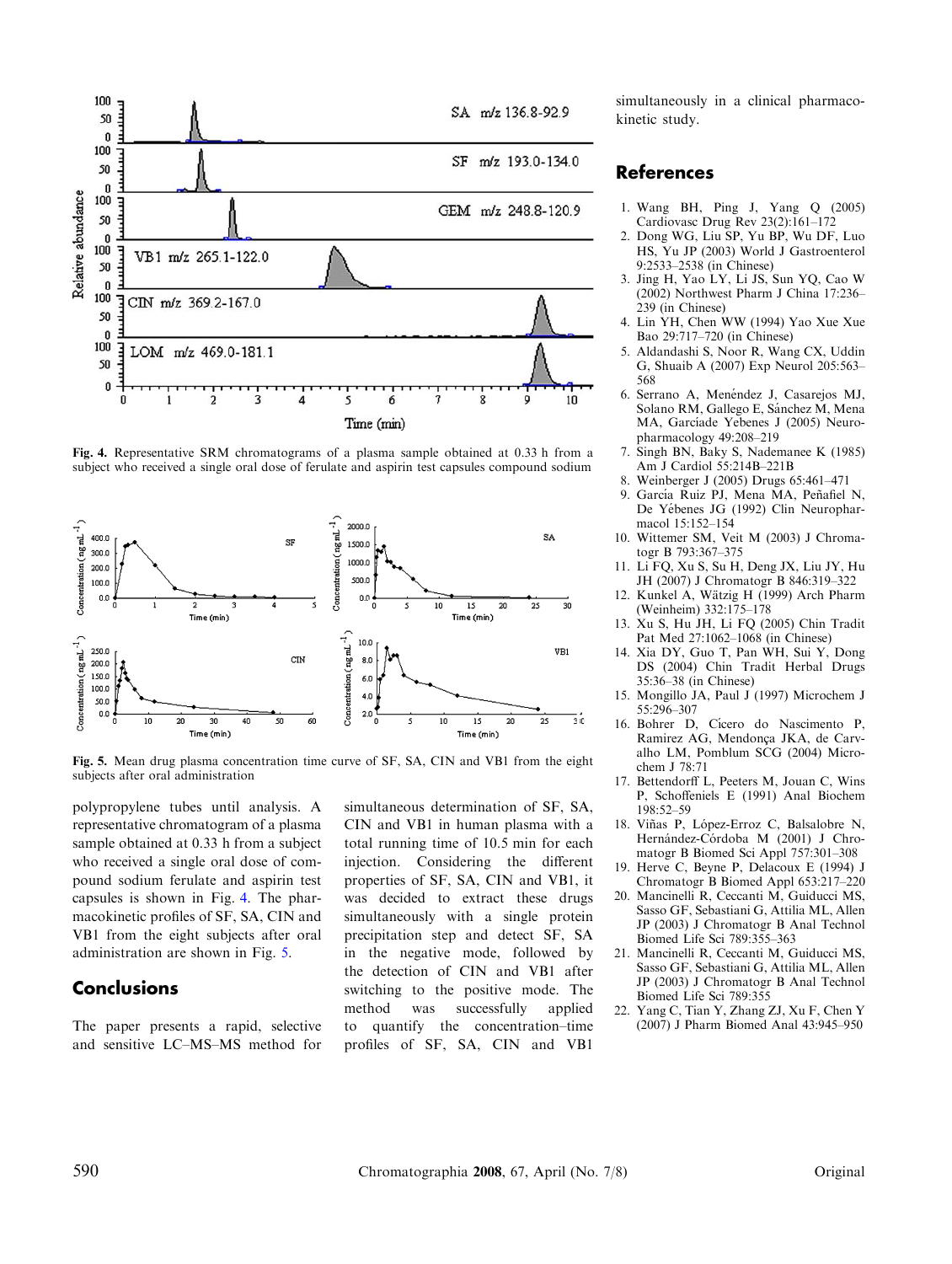Relative abundance

100
50
0

SA m/z 136.8-92.9

SF m/z 193.0-134.0

GEM m/z 248.8-120.9

VB1 m/z 265.1-122.0

CIN m/z 369.2-167.0

LOM m/z 469.0-181.1

0 1 2 3 4 5 6 7 8 9 10

Time (min)

**Fig. 4.** Representative SRM chromatograms of a plasma sample obtained at 0.33 h from a subject who received a single oral dose of ferulate and aspirin test capsules compound sodium

SF

Concentration ( ng mL$^{-1}$ )

400.0 300.0 200.0 100.0 0.0

0 1 2 3 4 5

Time (min)

SA

2000.0 1500.0 1000.0 500.0 0.0

0 5 10 15 20 25 30

Time (min)

CIN

250.0 200.0 150.0 100.0 50.0 0.0

0 10 20 30 40 50 60

Time (min)

VB1

10.0 8.0 6.0 4.0 2.0

0 5 10 15 20 25 30

Time (min)

**Fig. 5.** Mean drug plasma concentration time curve of SF, SA, CIN and VB1 from the eight subjects after oral administration

polypropylene tubes until analysis. A representative chromatogram of a plasma sample obtained at 0.33 h from a subject who received a single oral dose of compound sodium ferulate and aspirin test capsules is shown in Fig. 4. The pharmacokinetic profiles of SF, SA, CIN and VB1 from the eight subjects after oral administration are shown in Fig. 5.

## Conclusions

The paper presents a rapid, selective and sensitive LC–MS–MS method for simultaneous determination of SF, SA, CIN and VB1 in human plasma with a total running time of 10.5 min for each injection. Considering the different properties of SF, SA, CIN and VB1, it was decided to extract these drugs simultaneously with a single protein precipitation step and detect SF, SA in the negative mode, followed by the detection of CIN and VB1 after switching to the positive mode. The method was successfully applied to quantify the concentration–time profiles of SF, SA, CIN and VB1 simultaneously in a clinical pharmacokinetic study.

## References

1. Wang BH, Ping J, Yang Q (2005) Cardiovasc Drug Rev 23(2):161–172
2. Dong WG, Liu SP, Yu BP, Wu DF, Luo HS, Yu JP (2003) World J Gastroenterol 9:2533–2538 (in Chinese)
3. Jing H, Yao LY, Li JS, Sun YQ, Cao W (2002) Northwest Pharm J China 17:236–239 (in Chinese)
4. Lin YH, Chen WW (1994) Yao Xue Xue Bao 29:717–720 (in Chinese)
5. Aldandashi S, Noor R, Wang CX, Uddin G, Shuaib A (2007) Exp Neurol 205:563–568
6. Serrano A, Menéndez J, Casarejos MJ, Solano RM, Gallego E, Sánchez M, Mena MA, Garciade Yebenes J (2005) Neuropharmacology 49:208–219
7. Singh BN, Baky S, Nademanee K (1985) Am J Cardiol 55:214B–221B
8. Weinberger J (2005) Drugs 65:461–471
9. García Ruiz PJ, Mena MA, Peñafiel N, De Yébenes JG (1992) Clin Neuropharmacol 15:152–154
10. Wittemer SM, Veit M (2003) J Chromatogr B 793:367–375
11. Li FQ, Xu S, Su H, Deng JX, Liu JY, Hu JH (2007) J Chromatogr B 846:319–322
12. Kunkel A, Wätzig H (1999) Arch Pharm (Weinheim) 332:175–178
13. Xu S, Hu JH, Li FQ (2005) Chin Tradit Pat Med 27:1062–1068 (in Chinese)
14. Xia DY, Guo T, Pan WH, Sui Y, Dong DS (2004) Chin Tradit Herbal Drugs 35:36–38 (in Chinese)
15. Mongillo JA, Paul J (1997) Microchem J 55:296–307
16. Bohrer D, Cícero do Nascimento P, Ramirez AG, Mendonça JKA, de Carvalho LM, Pomblum SCG (2004) Microchem J 78:71
17. Bettendorff L, Peeters M, Jouan C, Wins P, Schoffeniels E (1991) Anal Biochem 198:52–59
18. Viñas P, López-Erroz C, Balsalobre N, Hernández-Córdoba M (2001) J Chromatogr B Biomed Sci Appl 757:301–308
19. Herve C, Beyne P, Delacoux E (1994) J Chromatogr B Biomed Appl 653:217–220
20. Mancinelli R, Ceccanti M, Guiducci MS, Sasso GF, Sebastiani G, Attilia ML, Allen JP (2003) J Chromatogr B Anal Technol Biomed Life Sci 789:355–363
21. Mancinelli R, Ceccanti M, Guiducci MS, Sasso GF, Sebastiani G, Attilia ML, Allen JP (2003) J Chromatogr B Anal Technol Biomed Life Sci 789:355
22. Yang C, Tian Y, Zhang ZJ, Xu F, Chen Y (2007) J Pharm Biomed Anal 43:945–950